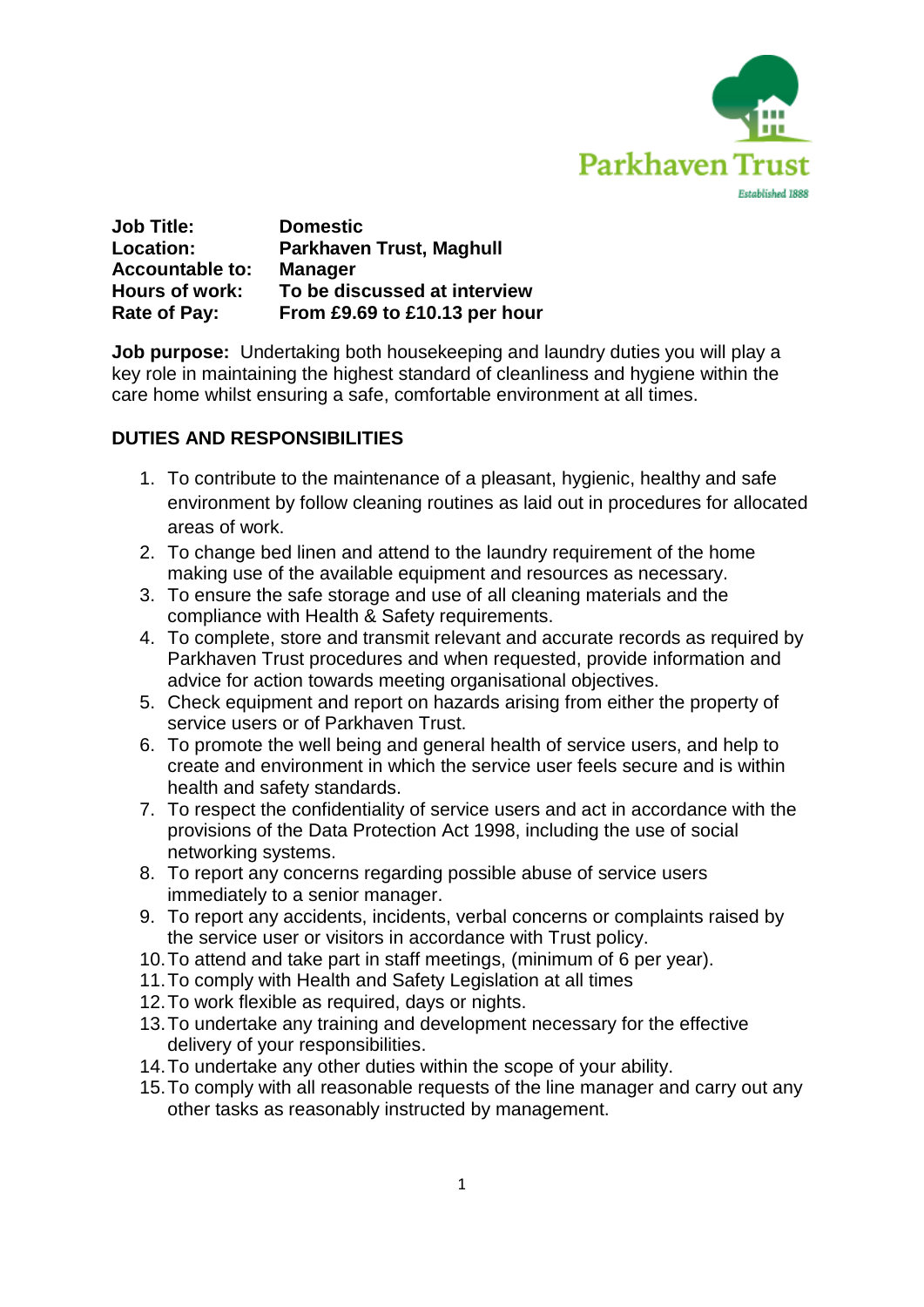| | |
|---|---|
| **Job Title:** | **Domestic** |
| **Location:** | **Parkhaven Trust, Maghull** |
| **Accountable to:** | **Manager** |
| **Hours of work:** | **To be discussed at interview** |
| **Rate of Pay:** | **From £9.69 to £10.13 per hour** |

**Job purpose:** Undertaking both housekeeping and laundry duties you will play a key role in maintaining the highest standard of cleanliness and hygiene within the care home whilst ensuring a safe, comfortable environment at all times.

## DUTIES AND RESPONSIBILITIES

1. To contribute to the maintenance of a pleasant, hygienic, healthy and safe environment by follow cleaning routines as laid out in procedures for allocated areas of work.
2. To change bed linen and attend to the laundry requirement of the home making use of the available equipment and resources as necessary.
3. To ensure the safe storage and use of all cleaning materials and the compliance with Health & Safety requirements.
4. To complete, store and transmit relevant and accurate records as required by Parkhaven Trust procedures and when requested, provide information and advice for action towards meeting organisational objectives.
5. Check equipment and report on hazards arising from either the property of service users or of Parkhaven Trust.
6. To promote the well being and general health of service users, and help to create and environment in which the service user feels secure and is within health and safety standards.
7. To respect the confidentiality of service users and act in accordance with the provisions of the Data Protection Act 1998, including the use of social networking systems.
8. To report any concerns regarding possible abuse of service users immediately to a senior manager.
9. To report any accidents, incidents, verbal concerns or complaints raised by the service user or visitors in accordance with Trust policy.
10. To attend and take part in staff meetings, (minimum of 6 per year).
11. To comply with Health and Safety Legislation at all times
12. To work flexible as required, days or nights.
13. To undertake any training and development necessary for the effective delivery of your responsibilities.
14. To undertake any other duties within the scope of your ability.
15. To comply with all reasonable requests of the line manager and carry out any other tasks as reasonably instructed by management.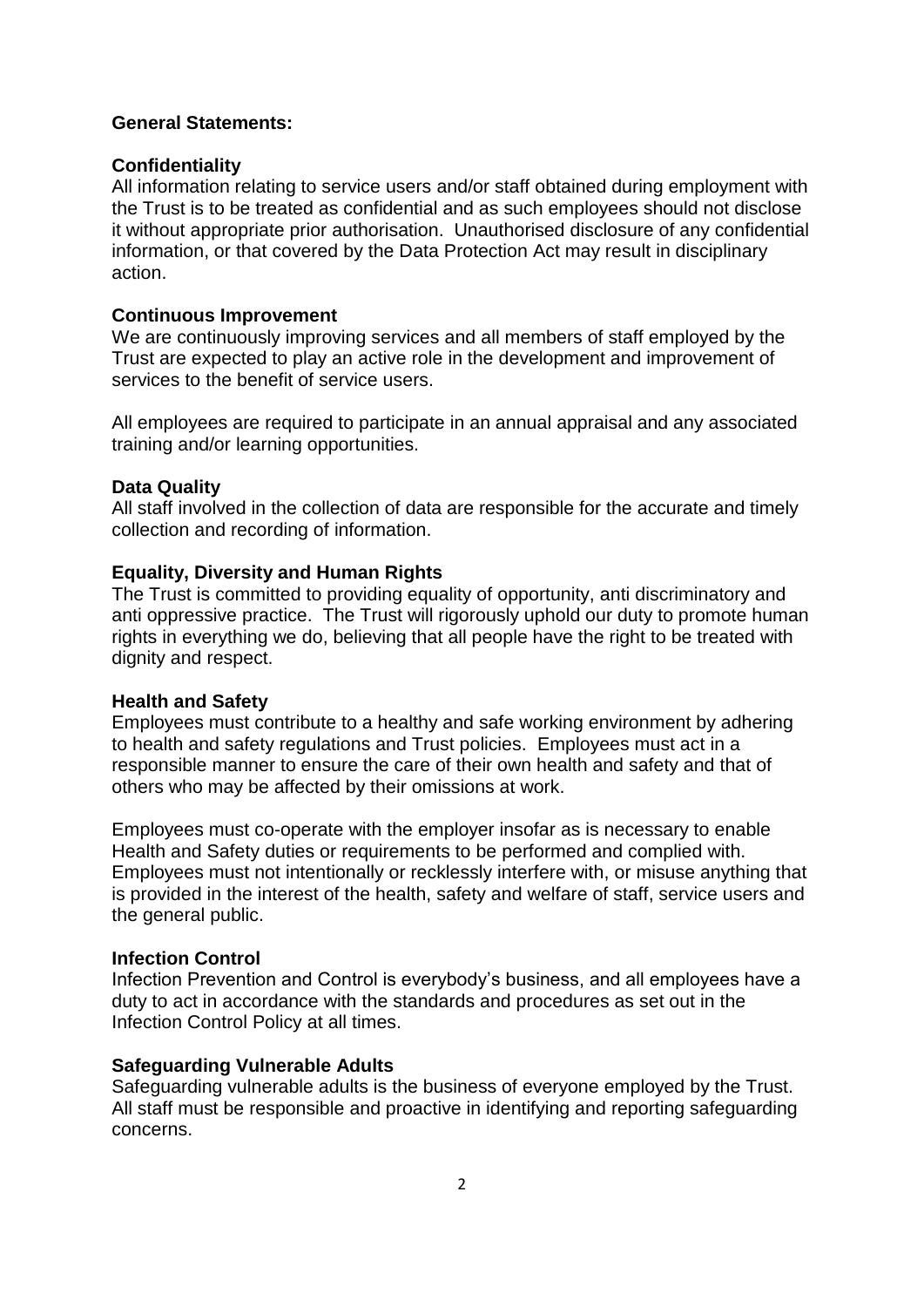**General Statements:**

**Confidentiality**
All information relating to service users and/or staff obtained during employment with the Trust is to be treated as confidential and as such employees should not disclose it without appropriate prior authorisation. Unauthorised disclosure of any confidential information, or that covered by the Data Protection Act may result in disciplinary action.

**Continuous Improvement**
We are continuously improving services and all members of staff employed by the Trust are expected to play an active role in the development and improvement of services to the benefit of service users.

All employees are required to participate in an annual appraisal and any associated training and/or learning opportunities.

**Data Quality**
All staff involved in the collection of data are responsible for the accurate and timely collection and recording of information.

**Equality, Diversity and Human Rights**
The Trust is committed to providing equality of opportunity, anti discriminatory and anti oppressive practice. The Trust will rigorously uphold our duty to promote human rights in everything we do, believing that all people have the right to be treated with dignity and respect.

**Health and Safety**
Employees must contribute to a healthy and safe working environment by adhering to health and safety regulations and Trust policies. Employees must act in a responsible manner to ensure the care of their own health and safety and that of others who may be affected by their omissions at work.

Employees must co-operate with the employer insofar as is necessary to enable Health and Safety duties or requirements to be performed and complied with. Employees must not intentionally or recklessly interfere with, or misuse anything that is provided in the interest of the health, safety and welfare of staff, service users and the general public.

**Infection Control**
Infection Prevention and Control is everybody's business, and all employees have a duty to act in accordance with the standards and procedures as set out in the Infection Control Policy at all times.

**Safeguarding Vulnerable Adults**
Safeguarding vulnerable adults is the business of everyone employed by the Trust. All staff must be responsible and proactive in identifying and reporting safeguarding concerns.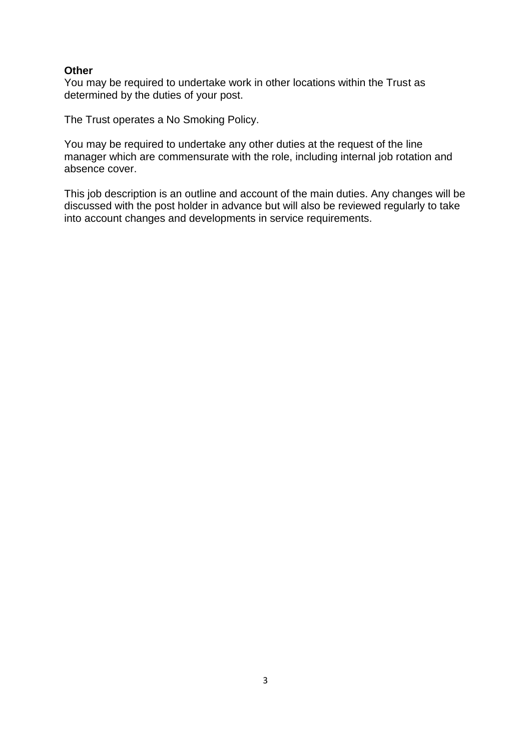**Other**

You may be required to undertake work in other locations within the Trust as determined by the duties of your post.

The Trust operates a No Smoking Policy.

You may be required to undertake any other duties at the request of the line manager which are commensurate with the role, including internal job rotation and absence cover.

This job description is an outline and account of the main duties. Any changes will be discussed with the post holder in advance but will also be reviewed regularly to take into account changes and developments in service requirements.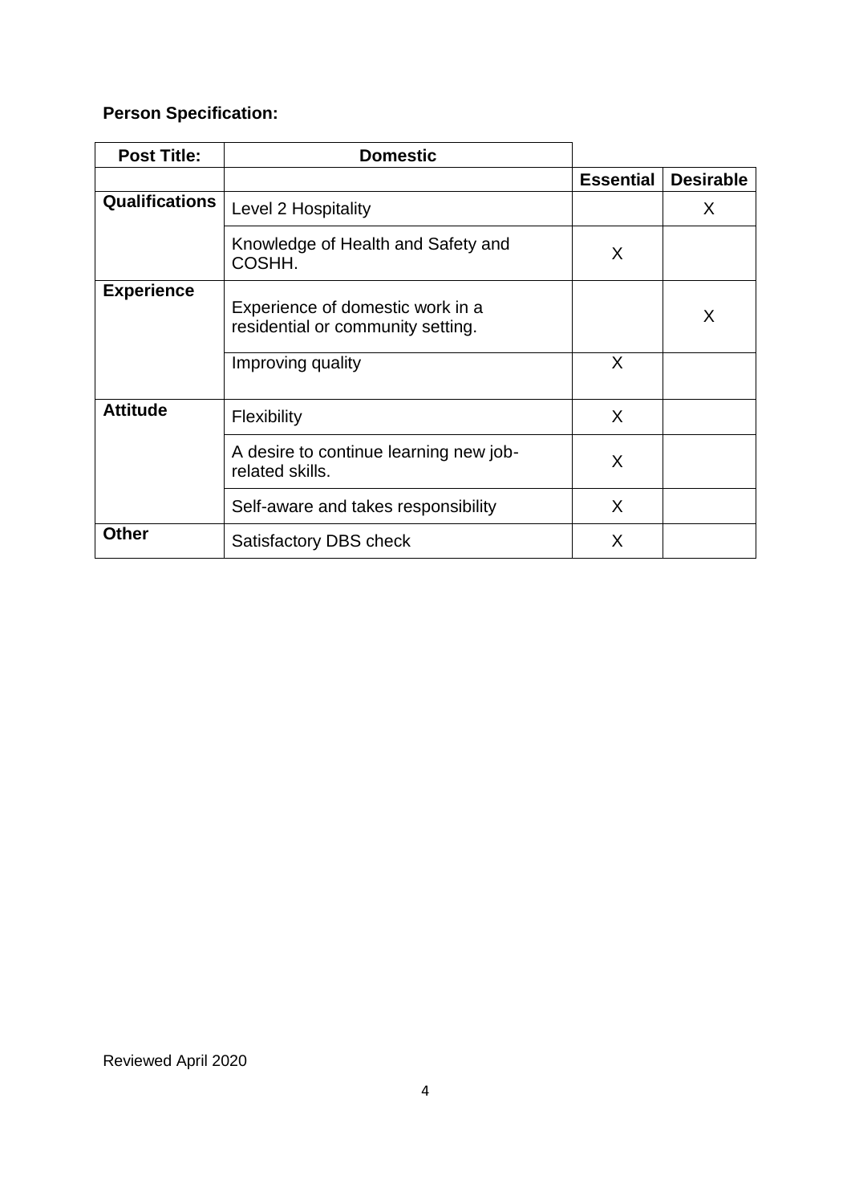**Person Specification:**

| Post Title: | Domestic | | |
|---|---|---|---|
| | | Essential | Desirable |
| Qualifications | Level 2 Hospitality | | X |
| | Knowledge of Health and Safety and COSHH. | X | |
| Experience | Experience of domestic work in a residential or community setting. | | X |
| | Improving quality | X | |
| Attitude | Flexibility | X | |
| | A desire to continue learning new job-related skills. | X | |
| | Self-aware and takes responsibility | X | |
| Other | Satisfactory DBS check | X | |

Reviewed April 2020